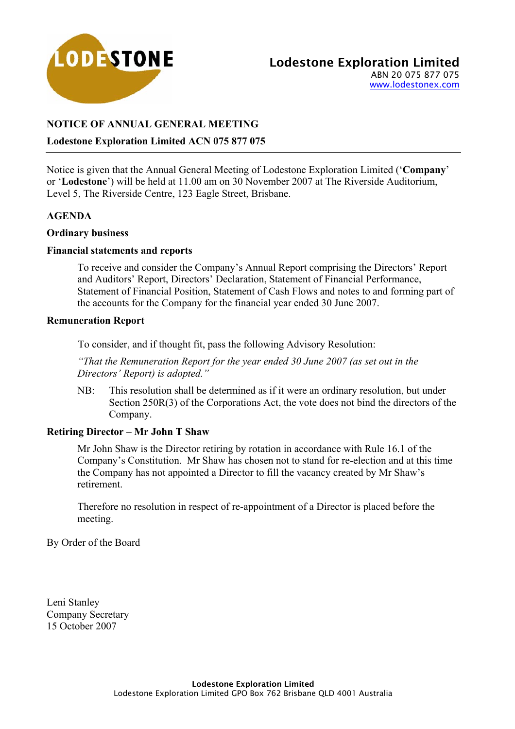**Lodestone Exploration Limited**
ABN 20 075 877 075
www.lodestonex.com

## NOTICE OF ANNUAL GENERAL MEETING

**Lodestone Exploration Limited ACN 075 877 075**

---

Notice is given that the Annual General Meeting of Lodestone Exploration Limited ('**Company**' or '**Lodestone**') will be held at 11.00 am on 30 November 2007 at The Riverside Auditorium, Level 5, The Riverside Centre, 123 Eagle Street, Brisbane.

### AGENDA

**Ordinary business**

**Financial statements and reports**

To receive and consider the Company's Annual Report comprising the Directors' Report and Auditors' Report, Directors' Declaration, Statement of Financial Performance, Statement of Financial Position, Statement of Cash Flows and notes to and forming part of the accounts for the Company for the financial year ended 30 June 2007.

**Remuneration Report**

To consider, and if thought fit, pass the following Advisory Resolution:

*"That the Remuneration Report for the year ended 30 June 2007 (as set out in the Directors' Report) is adopted."*

NB: This resolution shall be determined as if it were an ordinary resolution, but under Section 250R(3) of the Corporations Act, the vote does not bind the directors of the Company.

**Retiring Director – Mr John T Shaw**

Mr John Shaw is the Director retiring by rotation in accordance with Rule 16.1 of the Company's Constitution. Mr Shaw has chosen not to stand for re-election and at this time the Company has not appointed a Director to fill the vacancy created by Mr Shaw's retirement.

Therefore no resolution in respect of re-appointment of a Director is placed before the meeting.

By Order of the Board

Leni Stanley
Company Secretary
15 October 2007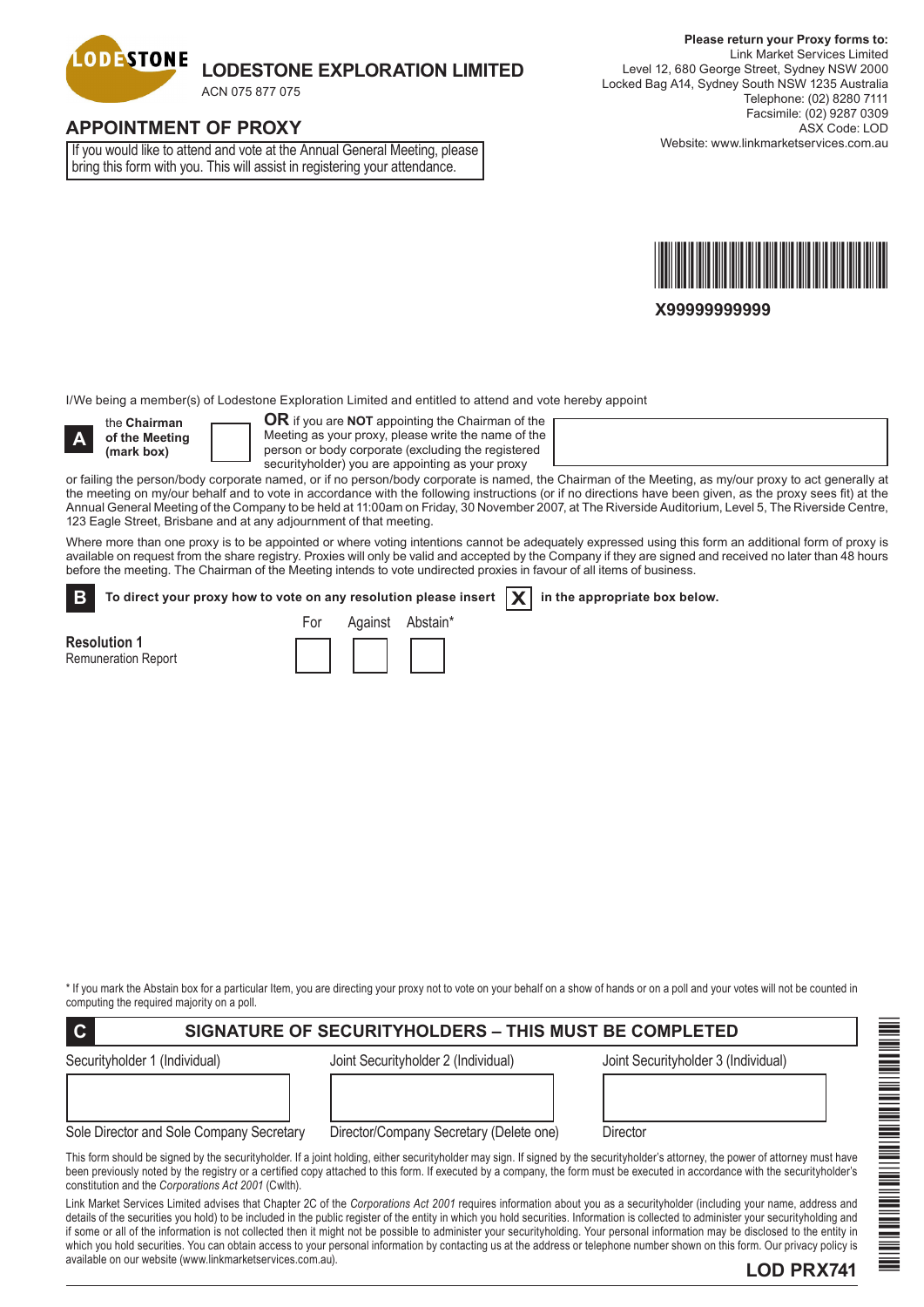**LODESTONE EXPLORATION LIMITED**
ACN 075 877 075

**Please return your Proxy forms to:**
Link Market Services Limited
Level 12, 680 George Street, Sydney NSW 2000
Locked Bag A14, Sydney South NSW 1235 Australia
Telephone: (02) 8280 7111
Facsimile: (02) 9287 0309
ASX Code: LOD
Website: www.linkmarketservices.com.au

## APPOINTMENT OF PROXY

If you would like to attend and vote at the Annual General Meeting, please bring this form with you. This will assist in registering your attendance.

X99999999999

I/We being a member(s) of Lodestone Exploration Limited and entitled to attend and vote hereby appoint

**A** the **Chairman of the Meeting (mark box)** ☐ **OR** if you are **NOT** appointing the Chairman of the Meeting as your proxy, please write the name of the person or body corporate (excluding the registered securityholder) you are appointing as your proxy

or failing the person/body corporate named, or if no person/body corporate is named, the Chairman of the Meeting, as my/our proxy to act generally at the meeting on my/our behalf and to vote in accordance with the following instructions (or if no directions have been given, as the proxy sees fit) at the Annual General Meeting of the Company to be held at 11:00am on Friday, 30 November 2007, at The Riverside Auditorium, Level 5, The Riverside Centre, 123 Eagle Street, Brisbane and at any adjournment of that meeting.

Where more than one proxy is to be appointed or where voting intentions cannot be adequately expressed using this form an additional form of proxy is available on request from the share registry. Proxies will only be valid and accepted by the Company if they are signed and received no later than 48 hours before the meeting. The Chairman of the Meeting intends to vote undirected proxies in favour of all items of business.

**B** **To direct your proxy how to vote on any resolution please insert X in the appropriate box below.**

| | For | Against | Abstain* |
|---|---|---|---|
| **Resolution 1** Remuneration Report | ☐ | ☐ | ☐ |

\* If you mark the Abstain box for a particular Item, you are directing your proxy not to vote on your behalf on a show of hands or on a poll and your votes will not be counted in computing the required majority on a poll.

**C** **SIGNATURE OF SECURITYHOLDERS – THIS MUST BE COMPLETED**

| Securityholder 1 (Individual) | Joint Securityholder 2 (Individual) | Joint Securityholder 3 (Individual) |
|---|---|---|
| | | |
| Sole Director and Sole Company Secretary | Director/Company Secretary (Delete one) | Director |

This form should be signed by the securityholder. If a joint holding, either securityholder may sign. If signed by the securityholder's attorney, the power of attorney must have been previously noted by the registry or a certified copy attached to this form. If executed by a company, the form must be executed in accordance with the securityholder's constitution and the *Corporations Act 2001* (Cwlth).

Link Market Services Limited advises that Chapter 2C of the *Corporations Act 2001* requires information about you as a securityholder (including your name, address and details of the securities you hold) to be included in the public register of the entity in which you hold securities. Information is collected to administer your securityholding and if some or all of the information is not collected then it might not be possible to administer your securityholding. Your personal information may be disclosed to the entity in which you hold securities. You can obtain access to your personal information by contacting us at the address or telephone number shown on this form. Our privacy policy is available on our website (www.linkmarketservices.com.au).

**LOD PRX741**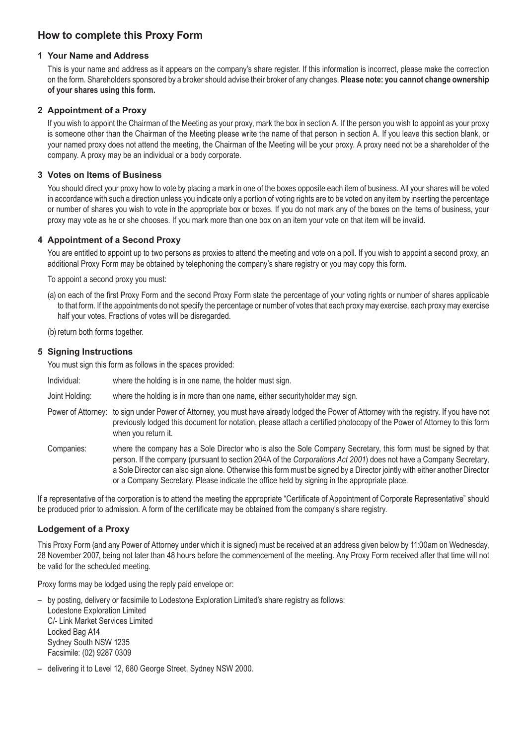## How to complete this Proxy Form

### 1 Your Name and Address

This is your name and address as it appears on the company's share register. If this information is incorrect, please make the correction on the form. Shareholders sponsored by a broker should advise their broker of any changes. **Please note: you cannot change ownership of your shares using this form.**

### 2 Appointment of a Proxy

If you wish to appoint the Chairman of the Meeting as your proxy, mark the box in section A. If the person you wish to appoint as your proxy is someone other than the Chairman of the Meeting please write the name of that person in section A. If you leave this section blank, or your named proxy does not attend the meeting, the Chairman of the Meeting will be your proxy. A proxy need not be a shareholder of the company. A proxy may be an individual or a body corporate.

### 3 Votes on Items of Business

You should direct your proxy how to vote by placing a mark in one of the boxes opposite each item of business. All your shares will be voted in accordance with such a direction unless you indicate only a portion of voting rights are to be voted on any item by inserting the percentage or number of shares you wish to vote in the appropriate box or boxes. If you do not mark any of the boxes on the items of business, your proxy may vote as he or she chooses. If you mark more than one box on an item your vote on that item will be invalid.

### 4 Appointment of a Second Proxy

You are entitled to appoint up to two persons as proxies to attend the meeting and vote on a poll. If you wish to appoint a second proxy, an additional Proxy Form may be obtained by telephoning the company's share registry or you may copy this form.

To appoint a second proxy you must:

(a) on each of the first Proxy Form and the second Proxy Form state the percentage of your voting rights or number of shares applicable to that form. If the appointments do not specify the percentage or number of votes that each proxy may exercise, each proxy may exercise half your votes. Fractions of votes will be disregarded.

(b) return both forms together.

### 5 Signing Instructions

You must sign this form as follows in the spaces provided:

| | |
|---|---|
| Individual: | where the holding is in one name, the holder must sign. |
| Joint Holding: | where the holding is in more than one name, either securityholder may sign. |
| Power of Attorney: | to sign under Power of Attorney, you must have already lodged the Power of Attorney with the registry. If you have not previously lodged this document for notation, please attach a certified photocopy of the Power of Attorney to this form when you return it. |
| Companies: | where the company has a Sole Director who is also the Sole Company Secretary, this form must be signed by that person. If the company (pursuant to section 204A of the *Corporations Act 2001*) does not have a Company Secretary, a Sole Director can also sign alone. Otherwise this form must be signed by a Director jointly with either another Director or a Company Secretary. Please indicate the office held by signing in the appropriate place. |

If a representative of the corporation is to attend the meeting the appropriate "Certificate of Appointment of Corporate Representative" should be produced prior to admission. A form of the certificate may be obtained from the company's share registry.

### Lodgement of a Proxy

This Proxy Form (and any Power of Attorney under which it is signed) must be received at an address given below by 11:00am on Wednesday, 28 November 2007, being not later than 48 hours before the commencement of the meeting. Any Proxy Form received after that time will not be valid for the scheduled meeting.

Proxy forms may be lodged using the reply paid envelope or:

– by posting, delivery or facsimile to Lodestone Exploration Limited's share registry as follows:
  Lodestone Exploration Limited
  C/- Link Market Services Limited
  Locked Bag A14
  Sydney South NSW 1235
  Facsimile: (02) 9287 0309

– delivering it to Level 12, 680 George Street, Sydney NSW 2000.